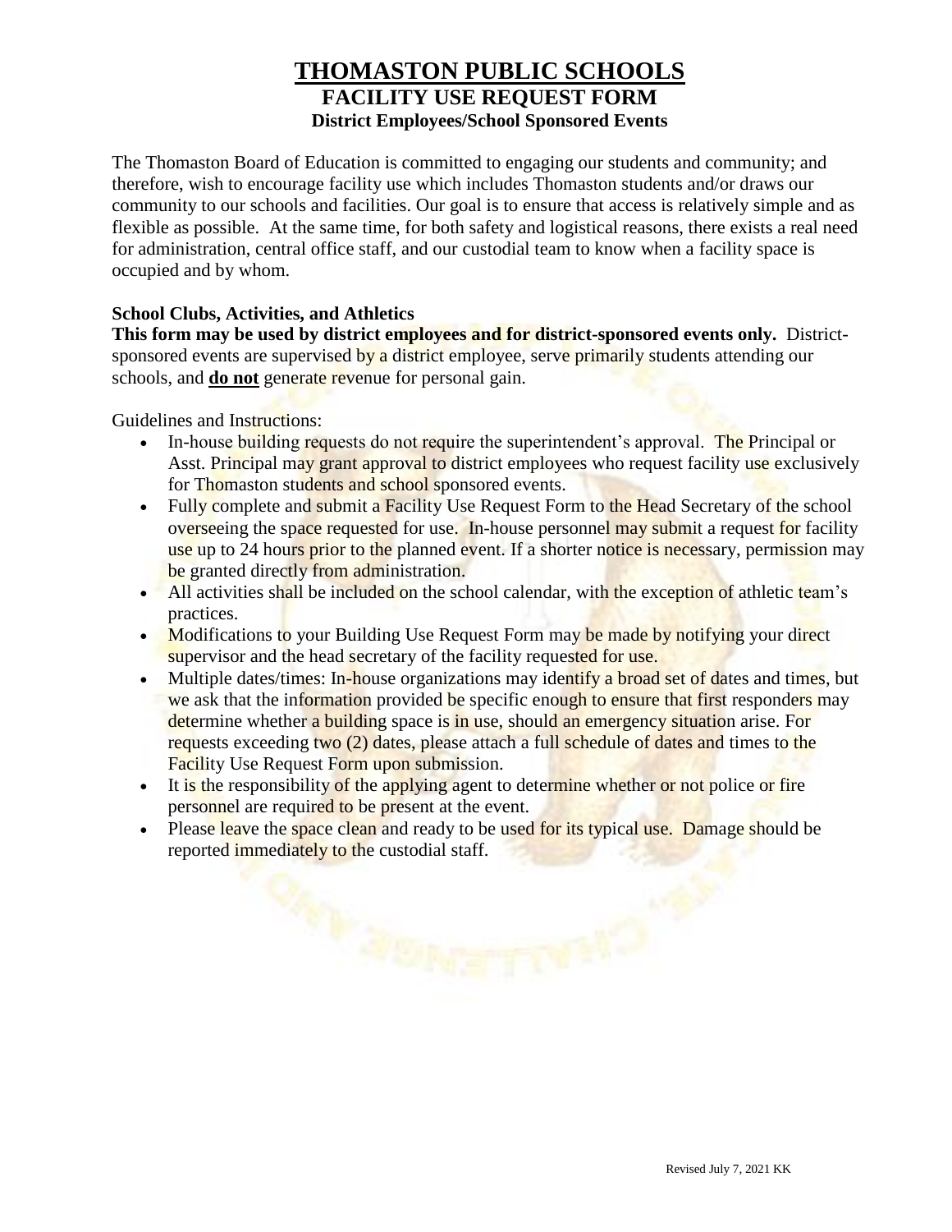# THOMASTON PUBLIC SCHOOLS

## FACILITY USE REQUEST FORM

### District Employees/School Sponsored Events

The Thomaston Board of Education is committed to engaging our students and community; and therefore, wish to encourage facility use which includes Thomaston students and/or draws our community to our schools and facilities. Our goal is to ensure that access is relatively simple and as flexible as possible. At the same time, for both safety and logistical reasons, there exists a real need for administration, central office staff, and our custodial team to know when a facility space is occupied and by whom.

**School Clubs, Activities, and Athletics**

**This form may be used by district employees and for district-sponsored events only.** District-sponsored events are supervised by a district employee, serve primarily students attending our schools, and **do not** generate revenue for personal gain.

Guidelines and Instructions:

- In-house building requests do not require the superintendent's approval. The Principal or Asst. Principal may grant approval to district employees who request facility use exclusively for Thomaston students and school sponsored events.
- Fully complete and submit a Facility Use Request Form to the Head Secretary of the school overseeing the space requested for use. In-house personnel may submit a request for facility use up to 24 hours prior to the planned event. If a shorter notice is necessary, permission may be granted directly from administration.
- All activities shall be included on the school calendar, with the exception of athletic team's practices.
- Modifications to your Building Use Request Form may be made by notifying your direct supervisor and the head secretary of the facility requested for use.
- Multiple dates/times: In-house organizations may identify a broad set of dates and times, but we ask that the information provided be specific enough to ensure that first responders may determine whether a building space is in use, should an emergency situation arise. For requests exceeding two (2) dates, please attach a full schedule of dates and times to the Facility Use Request Form upon submission.
- It is the responsibility of the applying agent to determine whether or not police or fire personnel are required to be present at the event.
- Please leave the space clean and ready to be used for its typical use. Damage should be reported immediately to the custodial staff.

Revised July 7, 2021 KK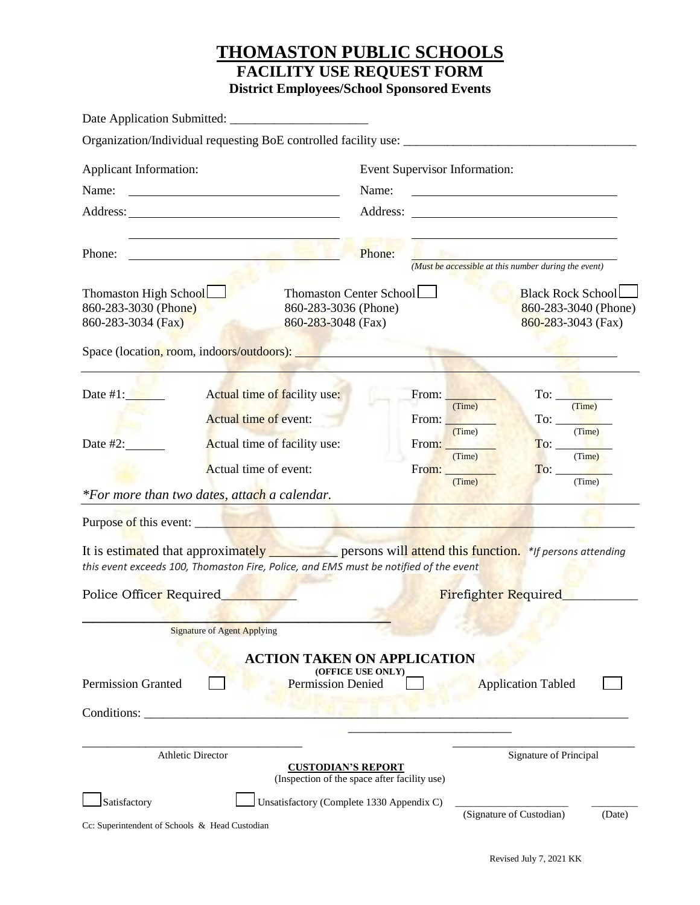# THOMASTON PUBLIC SCHOOLS

## FACILITY USE REQUEST FORM

### District Employees/School Sponsored Events

Date Application Submitted: ______________________

Organization/Individual requesting BoE controlled facility use: ______________________________________

| Applicant Information: | Event Supervisor Information: |
|---|---|
| Name: ____________________ | Name: ____________________ |
| Address: ____________________ | Address: ____________________ |
| ____________________ | ____________________ |
| Phone: ____________________ | Phone: ____________________ *(Must be accessible at this number during the event)* |

| | | |
|---|---|---|
| Thomaston High School ☐ | Thomaston Center School ☐ | Black Rock School ☐ |
| 860-283-3030 (Phone) | 860-283-3036 (Phone) | 860-283-3040 (Phone) |
| 860-283-3034 (Fax) | 860-283-3048 (Fax) | 860-283-3043 (Fax) |

Space (location, room, indoors/outdoors): ______________________________________

| | | | |
|---|---|---|---|
| Date #1: ______ | Actual time of facility use: | From: ________ (Time) | To: ________ (Time) |
| | Actual time of event: | From: ________ (Time) | To: ________ (Time) |
| Date #2: ______ | Actual time of facility use: | From: ________ (Time) | To: ________ (Time) |
| | Actual time of event: | From: ________ (Time) | To: ________ (Time) |

*\*For more than two dates, attach a calendar.*

Purpose of this event: ______________________________________________________________

It is estimated that approximately __________ persons will attend this function. *\*If persons attending this event exceeds 100, Thomaston Fire, Police, and EMS must be notified of the event*

Police Officer Required___________ Firefighter Required___________

______________________________________

Signature of Agent Applying

## ACTION TAKEN ON APPLICATION

**(OFFICE USE ONLY)**

Permission Granted ☐ Permission Denied ☐ Application Tabled ☐

Conditions: ______________________________________________________________

____________________________________

____________________________________ ____________________________________

Athletic Director Signature of Principal

**CUSTODIAN'S REPORT**

(Inspection of the space after facility use)

☐ Satisfactory ☐ Unsatisfactory (Complete 1330 Appendix C) _____________________ (Signature of Custodian) ________ (Date)

Cc: Superintendent of Schools & Head Custodian

Revised July 7, 2021 KK